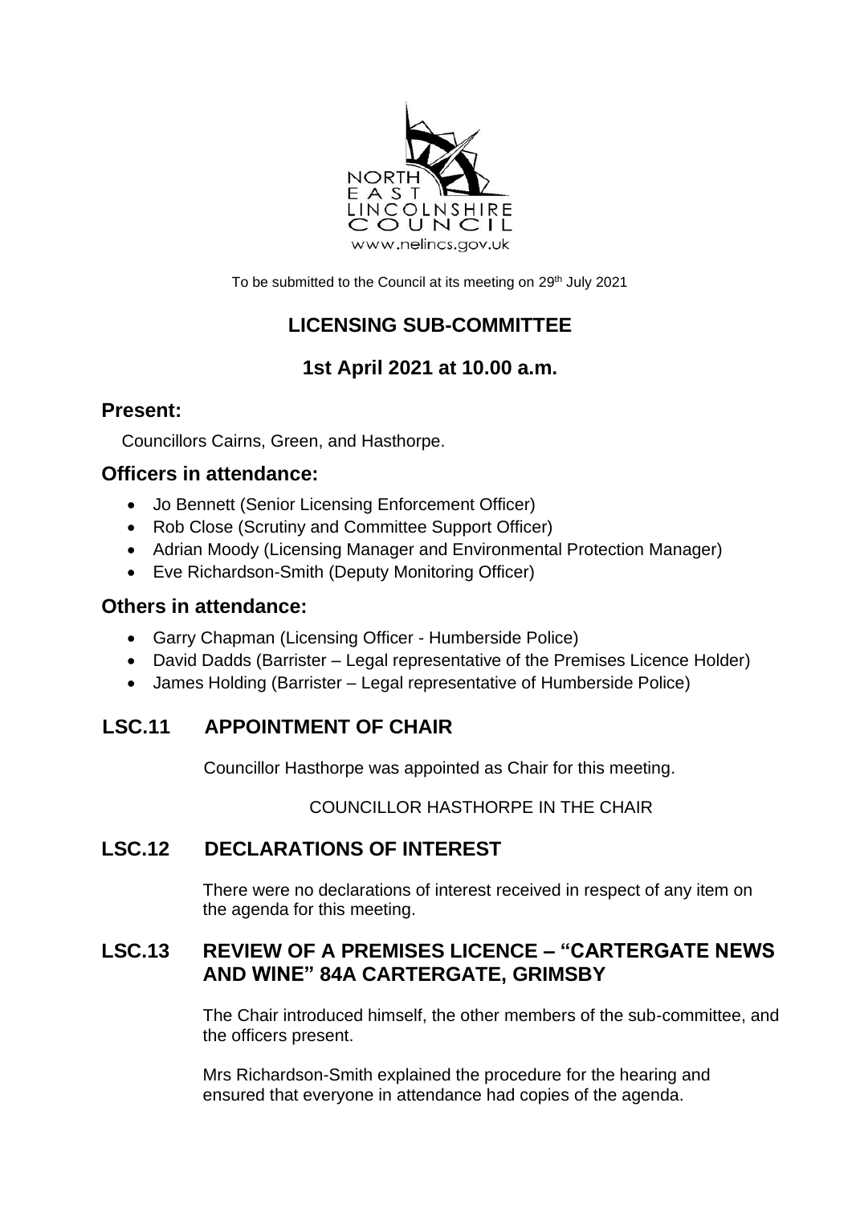To be submitted to the Council at its meeting on 29th July 2021

# LICENSING SUB-COMMITTEE

## 1st April 2021 at 10.00 a.m.

## Present:

Councillors Cairns, Green, and Hasthorpe.

## Officers in attendance:

- Jo Bennett (Senior Licensing Enforcement Officer)
- Rob Close (Scrutiny and Committee Support Officer)
- Adrian Moody (Licensing Manager and Environmental Protection Manager)
- Eve Richardson-Smith (Deputy Monitoring Officer)

## Others in attendance:

- Garry Chapman (Licensing Officer - Humberside Police)
- David Dadds (Barrister – Legal representative of the Premises Licence Holder)
- James Holding (Barrister – Legal representative of Humberside Police)

## LSC.11 APPOINTMENT OF CHAIR

Councillor Hasthorpe was appointed as Chair for this meeting.

COUNCILLOR HASTHORPE IN THE CHAIR

## LSC.12 DECLARATIONS OF INTEREST

There were no declarations of interest received in respect of any item on the agenda for this meeting.

## LSC.13 REVIEW OF A PREMISES LICENCE – "CARTERGATE NEWS AND WINE" 84A CARTERGATE, GRIMSBY

The Chair introduced himself, the other members of the sub-committee, and the officers present.

Mrs Richardson-Smith explained the procedure for the hearing and ensured that everyone in attendance had copies of the agenda.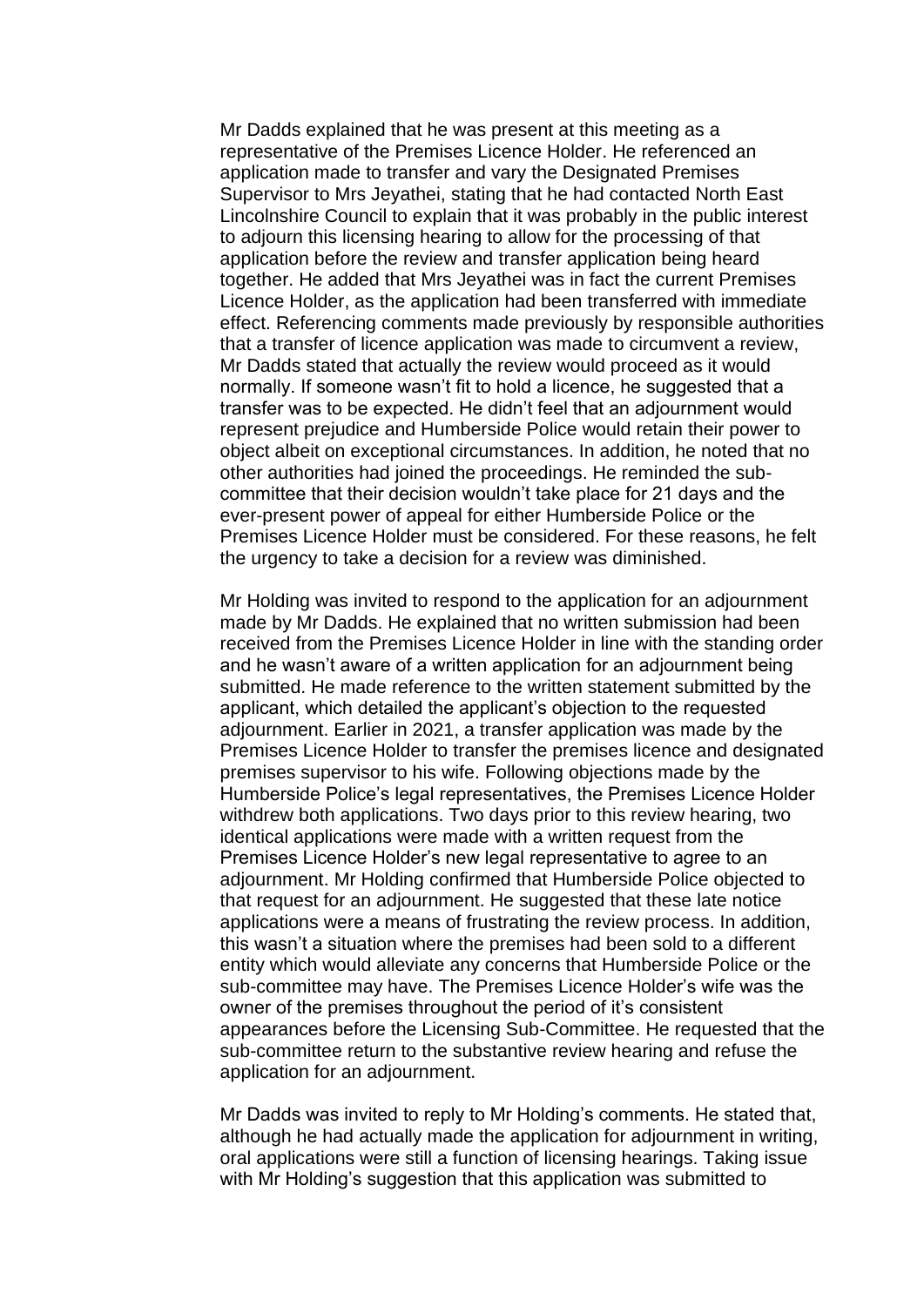Mr Dadds explained that he was present at this meeting as a representative of the Premises Licence Holder. He referenced an application made to transfer and vary the Designated Premises Supervisor to Mrs Jeyathei, stating that he had contacted North East Lincolnshire Council to explain that it was probably in the public interest to adjourn this licensing hearing to allow for the processing of that application before the review and transfer application being heard together. He added that Mrs Jeyathei was in fact the current Premises Licence Holder, as the application had been transferred with immediate effect. Referencing comments made previously by responsible authorities that a transfer of licence application was made to circumvent a review, Mr Dadds stated that actually the review would proceed as it would normally. If someone wasn't fit to hold a licence, he suggested that a transfer was to be expected. He didn't feel that an adjournment would represent prejudice and Humberside Police would retain their power to object albeit on exceptional circumstances. In addition, he noted that no other authorities had joined the proceedings. He reminded the sub-committee that their decision wouldn't take place for 21 days and the ever-present power of appeal for either Humberside Police or the Premises Licence Holder must be considered. For these reasons, he felt the urgency to take a decision for a review was diminished.

Mr Holding was invited to respond to the application for an adjournment made by Mr Dadds. He explained that no written submission had been received from the Premises Licence Holder in line with the standing order and he wasn't aware of a written application for an adjournment being submitted. He made reference to the written statement submitted by the applicant, which detailed the applicant's objection to the requested adjournment. Earlier in 2021, a transfer application was made by the Premises Licence Holder to transfer the premises licence and designated premises supervisor to his wife. Following objections made by the Humberside Police's legal representatives, the Premises Licence Holder withdrew both applications. Two days prior to this review hearing, two identical applications were made with a written request from the Premises Licence Holder's new legal representative to agree to an adjournment. Mr Holding confirmed that Humberside Police objected to that request for an adjournment. He suggested that these late notice applications were a means of frustrating the review process. In addition, this wasn't a situation where the premises had been sold to a different entity which would alleviate any concerns that Humberside Police or the sub-committee may have. The Premises Licence Holder's wife was the owner of the premises throughout the period of it's consistent appearances before the Licensing Sub-Committee. He requested that the sub-committee return to the substantive review hearing and refuse the application for an adjournment.

Mr Dadds was invited to reply to Mr Holding's comments. He stated that, although he had actually made the application for adjournment in writing, oral applications were still a function of licensing hearings. Taking issue with Mr Holding's suggestion that this application was submitted to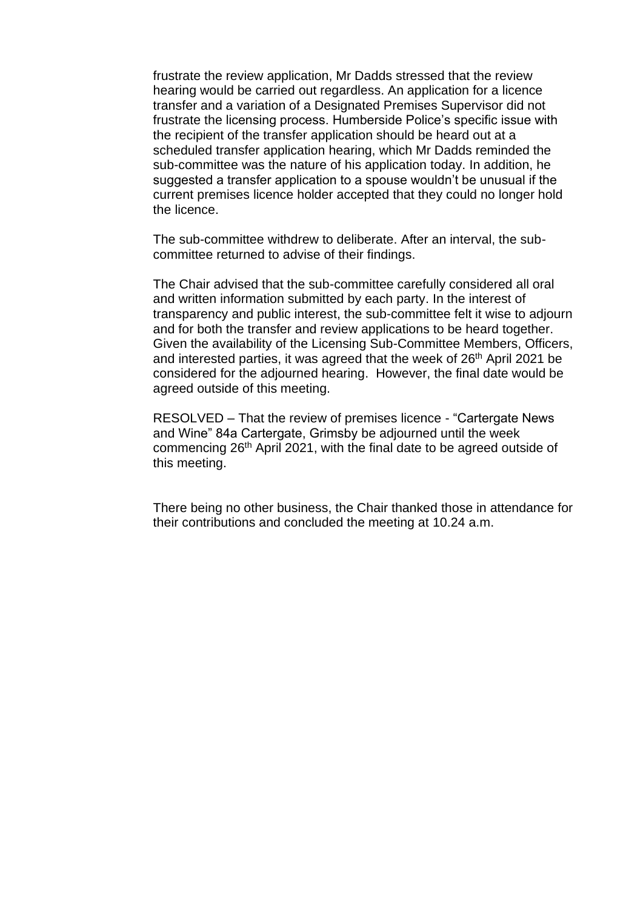frustrate the review application, Mr Dadds stressed that the review hearing would be carried out regardless. An application for a licence transfer and a variation of a Designated Premises Supervisor did not frustrate the licensing process. Humberside Police's specific issue with the recipient of the transfer application should be heard out at a scheduled transfer application hearing, which Mr Dadds reminded the sub-committee was the nature of his application today. In addition, he suggested a transfer application to a spouse wouldn't be unusual if the current premises licence holder accepted that they could no longer hold the licence.

The sub-committee withdrew to deliberate. After an interval, the sub-committee returned to advise of their findings.

The Chair advised that the sub-committee carefully considered all oral and written information submitted by each party. In the interest of transparency and public interest, the sub-committee felt it wise to adjourn and for both the transfer and review applications to be heard together. Given the availability of the Licensing Sub-Committee Members, Officers, and interested parties, it was agreed that the week of 26th April 2021 be considered for the adjourned hearing. However, the final date would be agreed outside of this meeting.

RESOLVED – That the review of premises licence - "Cartergate News and Wine" 84a Cartergate, Grimsby be adjourned until the week commencing 26th April 2021, with the final date to be agreed outside of this meeting.

There being no other business, the Chair thanked those in attendance for their contributions and concluded the meeting at 10.24 a.m.